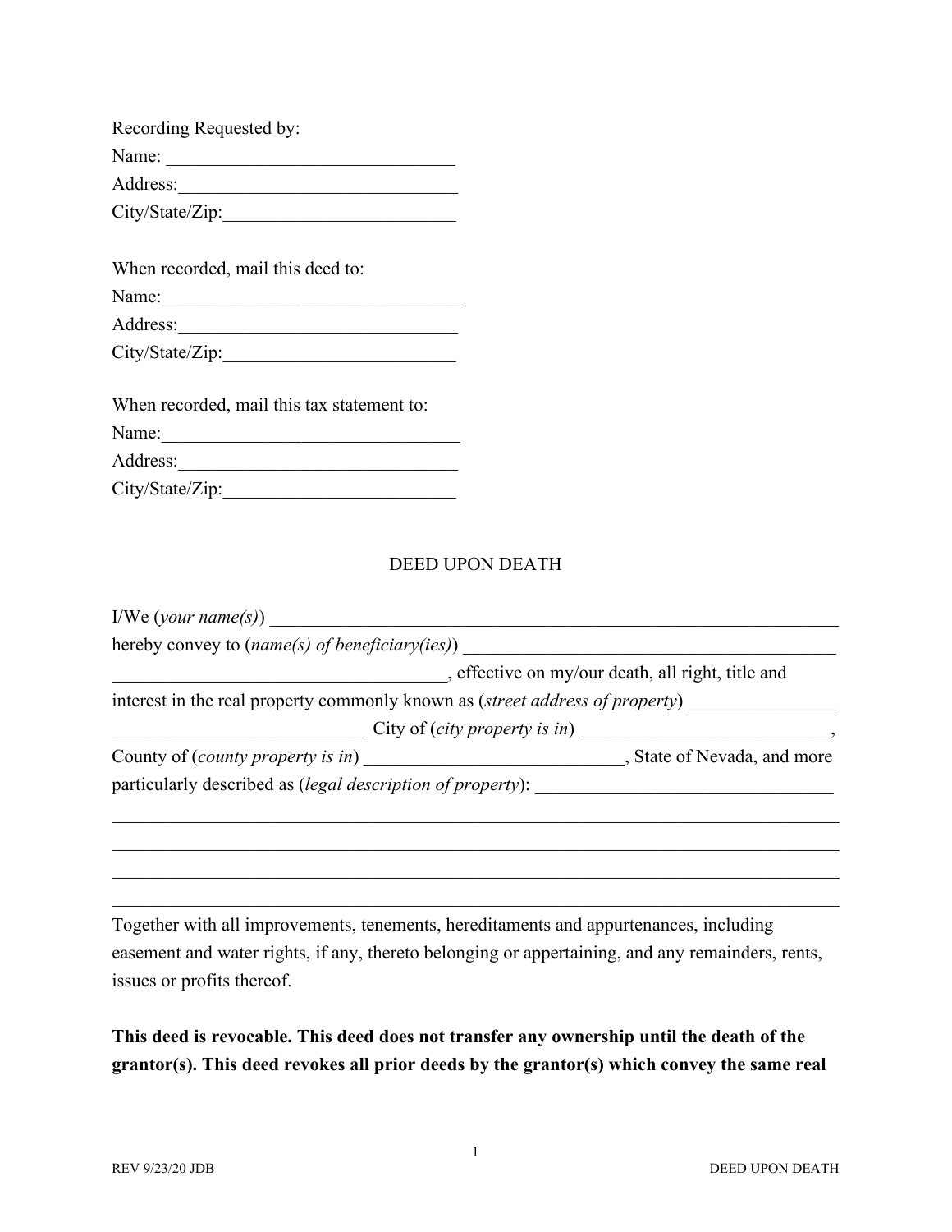Recording Requested by:
Name: ______________________________
Address:_____________________________
City/State/Zip:_________________________

When recorded, mail this deed to:
Name:_______________________________
Address:_____________________________
City/State/Zip:_________________________

When recorded, mail this tax statement to:
Name:_______________________________
Address:_____________________________
City/State/Zip:_________________________

# DEED UPON DEATH

I/We (*your name(s)*) _______________________________________________________________
hereby convey to (*name(s) of beneficiary(ies)*) ________________________________________
____________________________________, effective on my/our death, all right, title and interest in the real property commonly known as (*street address of property*) _______________
__________________________ City of (*city property is in*) __________________________, County of (*county property is in*) ____________________________, State of Nevada, and more particularly described as (*legal description of property*): ________________________________
______________________________________________________________________________
______________________________________________________________________________
______________________________________________________________________________
______________________________________________________________________________

Together with all improvements, tenements, hereditaments and appurtenances, including easement and water rights, if any, thereto belonging or appertaining, and any remainders, rents, issues or profits thereof.

**This deed is revocable. This deed does not transfer any ownership until the death of the grantor(s). This deed revokes all prior deeds by the grantor(s) which convey the same real**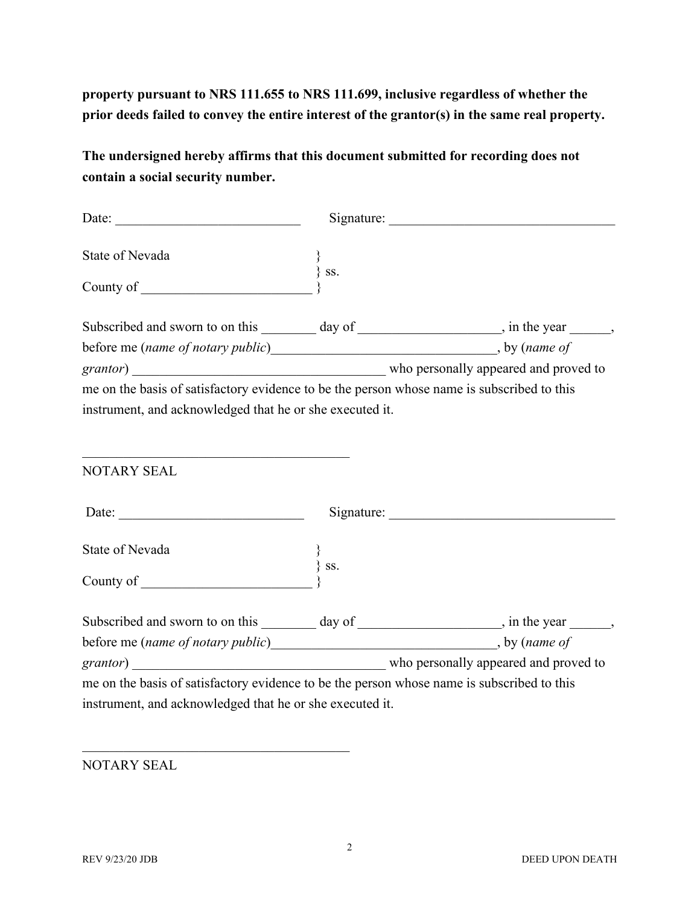**property pursuant to NRS 111.655 to NRS 111.699, inclusive regardless of whether the prior deeds failed to convey the entire interest of the grantor(s) in the same real property.**

**The undersigned hereby affirms that this document submitted for recording does not contain a social security number.**

Date: ___________________________ Signature: _________________________________

State of Nevada }
} ss.
County of ________________________ }

Subscribed and sworn to on this ________ day of ____________________, in the year ______, before me (*name of notary public*)________________________________, by (*name of grantor*) ____________________________________ who personally appeared and proved to me on the basis of satisfactory evidence to be the person whose name is subscribed to this instrument, and acknowledged that he or she executed it.

________________________________________
NOTARY SEAL

Date: ___________________________ Signature: _________________________________

State of Nevada }
} ss.
County of ________________________ }

Subscribed and sworn to on this ________ day of ____________________, in the year ______, before me (*name of notary public*)________________________________, by (*name of grantor*) ____________________________________ who personally appeared and proved to me on the basis of satisfactory evidence to be the person whose name is subscribed to this instrument, and acknowledged that he or she executed it.

________________________________________
NOTARY SEAL